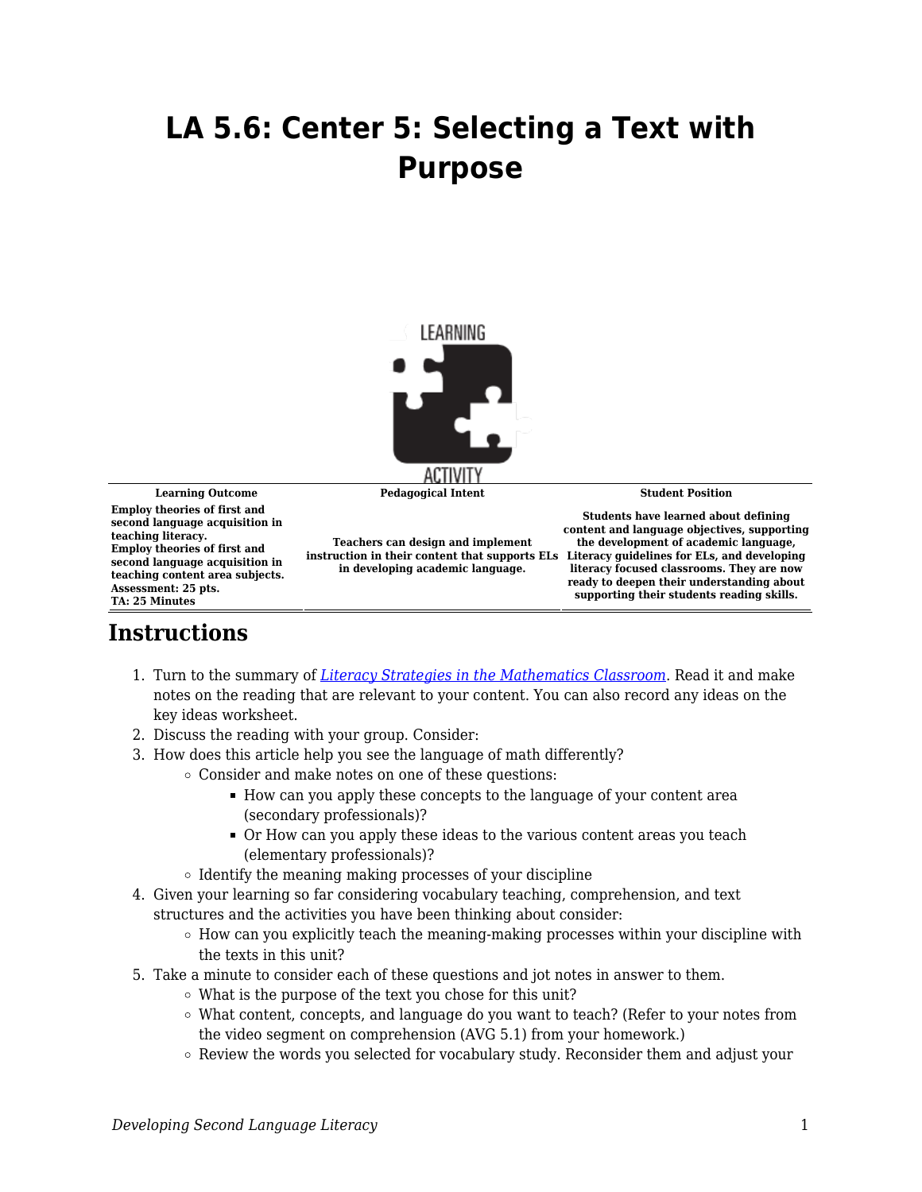# LA 5.6: Center 5: Selecting a Text with Purpose

| Learning Outcome | Pedagogical Intent | Student Position |
|---|---|---|
| **Employ theories of first and second language acquisition in teaching literacy.** **Employ theories of first and second language acquisition in teaching content area subjects.** **Assessment: 25 pts.** **TA: 25 Minutes** | **Teachers can design and implement instruction in their content that supports ELs in developing academic language.** | **Students have learned about defining content and language objectives, supporting the development of academic language, Literacy guidelines for ELs, and developing literacy focused classrooms. They are now ready to deepen their understanding about supporting their students reading skills.** |

## Instructions

1. Turn to the summary of *Literacy Strategies in the Mathematics Classroom*. Read it and make notes on the reading that are relevant to your content. You can also record any ideas on the key ideas worksheet.
2. Discuss the reading with your group. Consider:
3. How does this article help you see the language of math differently?
   - Consider and make notes on one of these questions:
     - How can you apply these concepts to the language of your content area (secondary professionals)?
     - Or How can you apply these ideas to the various content areas you teach (elementary professionals)?
   - Identify the meaning making processes of your discipline
4. Given your learning so far considering vocabulary teaching, comprehension, and text structures and the activities you have been thinking about consider:
   - How can you explicitly teach the meaning-making processes within your discipline with the texts in this unit?
5. Take a minute to consider each of these questions and jot notes in answer to them.
   - What is the purpose of the text you chose for this unit?
   - What content, concepts, and language do you want to teach? (Refer to your notes from the video segment on comprehension (AVG 5.1) from your homework.)
   - Review the words you selected for vocabulary study. Reconsider them and adjust your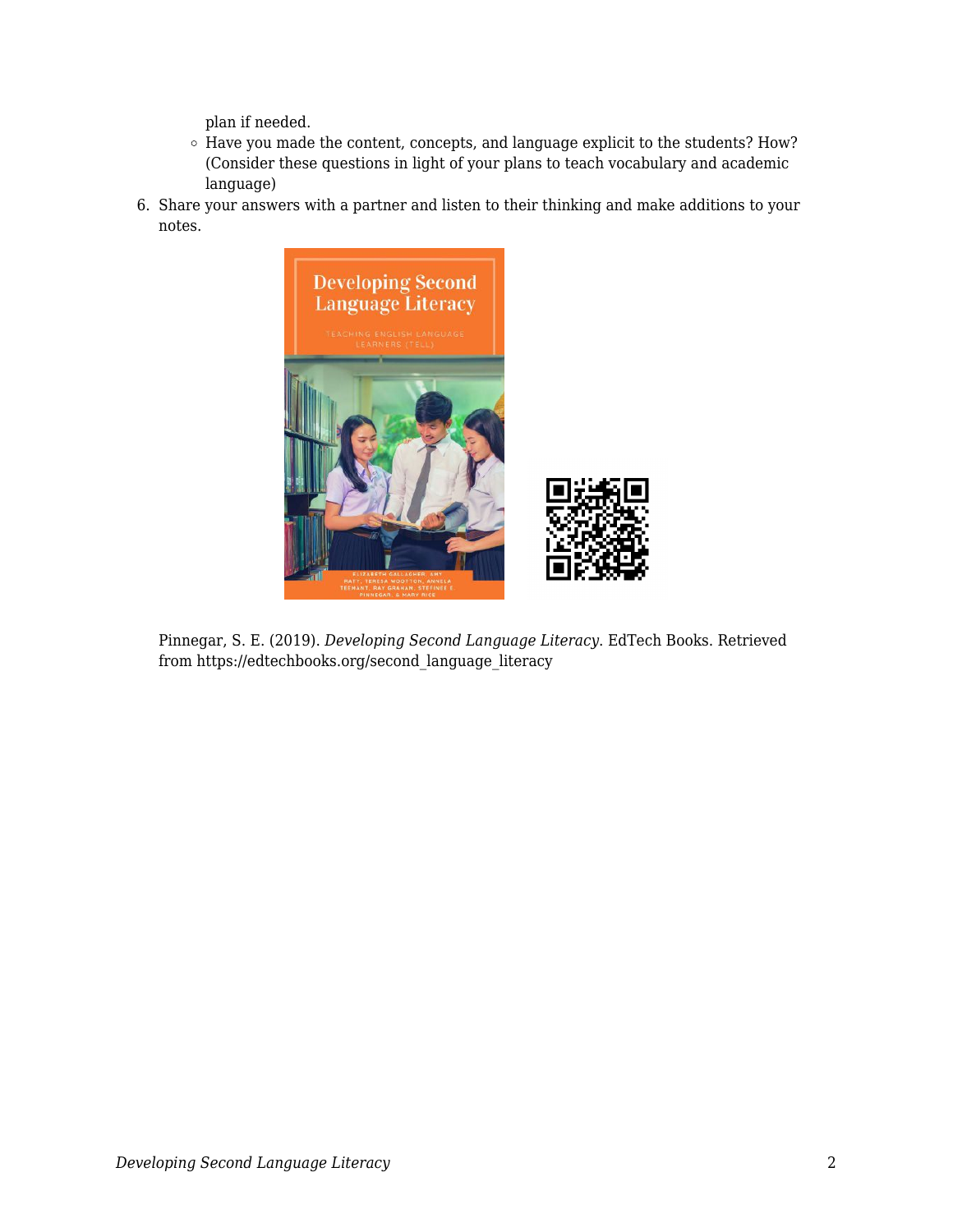plan if needed.

- Have you made the content, concepts, and language explicit to the students? How? (Consider these questions in light of your plans to teach vocabulary and academic language)

6. Share your answers with a partner and listen to their thinking and make additions to your notes.

Pinnegar, S. E. (2019). *Developing Second Language Literacy*. EdTech Books. Retrieved from https://edtechbooks.org/second_language_literacy